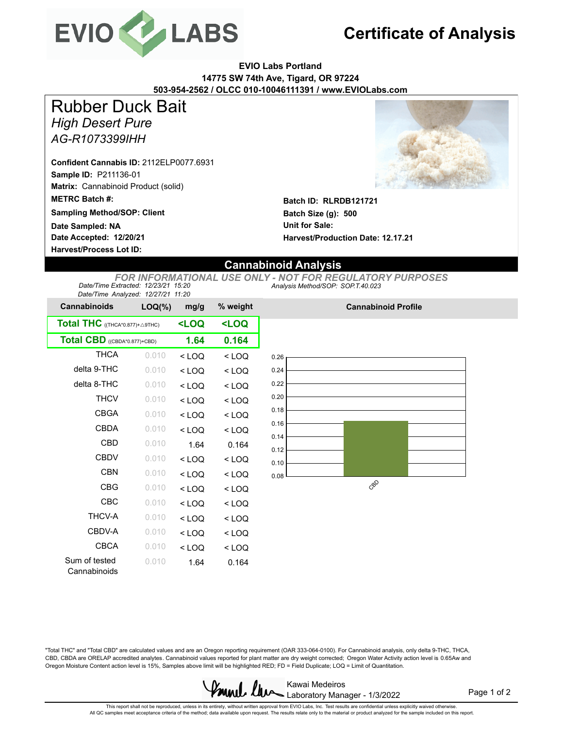# Certificate of Analysis

**EVIO Labs Portland**
**14775 SW 74th Ave, Tigard, OR 97224**
**503-954-2562 / OLCC 010-10046111391 / www.EVIOLabs.com**

# Rubber Duck Bait

*High Desert Pure*

*AG-R1073399IHH*

**Confident Cannabis ID:** 2112ELP0077.6931
**Sample ID:** P211136-01
**Matrix:** Cannabinoid Product (solid)
**METRC Batch #:**
**Sampling Method/SOP: Client**
**Date Sampled: NA**
**Date Accepted: 12/20/21**
**Harvest/Process Lot ID:**

**Batch ID: RLRDB121721**
**Batch Size (g): 500**
**Unit for Sale:**
**Harvest/Production Date: 12.17.21**

## Cannabinoid Analysis

*FOR INFORMATIONAL USE ONLY - NOT FOR REGULATORY PURPOSES*

*Date/Time Extracted: 12/23/21 15:20*
*Date/Time Analyzed: 12/27/21 11:20*
*Analysis Method/SOP: SOP.T.40.023*

| Cannabinoids | LOQ(%) | mg/g | % weight |
|---|---|---|---|
| **Total THC** ((THCA*0.877)+△9THC) | | **<LOQ** | **<LOQ** |
| **Total CBD** ((CBDA*0.877)+CBD) | | **1.64** | **0.164** |
| THCA | 0.010 | < LOQ | < LOQ |
| delta 9-THC | 0.010 | < LOQ | < LOQ |
| delta 8-THC | 0.010 | < LOQ | < LOQ |
| THCV | 0.010 | < LOQ | < LOQ |
| CBGA | 0.010 | < LOQ | < LOQ |
| CBDA | 0.010 | < LOQ | < LOQ |
| CBD | 0.010 | 1.64 | 0.164 |
| CBDV | 0.010 | < LOQ | < LOQ |
| CBN | 0.010 | < LOQ | < LOQ |
| CBG | 0.010 | < LOQ | < LOQ |
| CBC | 0.010 | < LOQ | < LOQ |
| THCV-A | 0.010 | < LOQ | < LOQ |
| CBDV-A | 0.010 | < LOQ | < LOQ |
| CBCA | 0.010 | < LOQ | < LOQ |
| Sum of tested Cannabinoids | 0.010 | 1.64 | 0.164 |

**Cannabinoid Profile**

"Total THC" and "Total CBD" are calculated values and are an Oregon reporting requirement (OAR 333-064-0100). For Cannabinoid analysis, only delta 9-THC, THCA, CBD, CBDA are ORELAP accredited analytes. Cannabinoid values reported for plant matter are dry weight corrected; Oregon Water Activity action level is 0.65Aw and Oregon Moisture Content action level is 15%, Samples above limit will be highlighted RED; FD = Field Duplicate; LOQ = Limit of Quantitation.

Kawai Medeiros
Laboratory Manager - 1/3/2022

This report shall not be reproduced, unless in its entirety, without written approval from EVIO Labs, Inc. Test results are confidential unless explicitly waived otherwise. All QC samples meet acceptance criteria of the method; data available upon request. The results relate only to the material or product analyzed for the sample included on this report.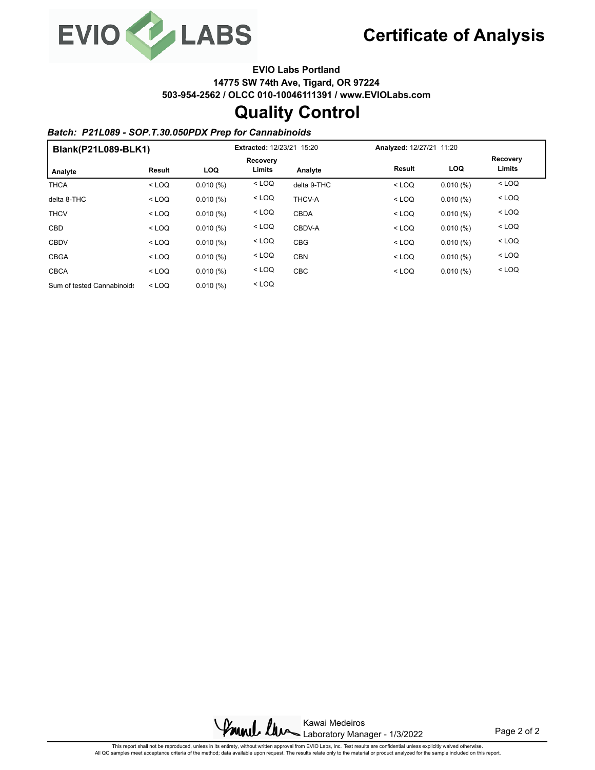# Certificate of Analysis

**EVIO Labs Portland**
**14775 SW 74th Ave, Tigard, OR 97224**
**503-954-2562 / OLCC 010-10046111391 / www.EVIOLabs.com**

# Quality Control

***Batch: P21L089 - SOP.T.30.050PDX Prep for Cannabinoids***

| **Blank(P21L089-BLK1)** | | | **Extracted:** 12/23/21 15:20 | | **Analyzed:** 12/27/21 11:20 | | |
|---|---|---|---|---|---|---|---|
| **Analyte** | **Result** | **LOQ** | **Recovery Limits** | **Analyte** | **Result** | **LOQ** | **Recovery Limits** |
| THCA | < LOQ | 0.010 (%) | < LOQ | delta 9-THC | < LOQ | 0.010 (%) | < LOQ |
| delta 8-THC | < LOQ | 0.010 (%) | < LOQ | THCV-A | < LOQ | 0.010 (%) | < LOQ |
| THCV | < LOQ | 0.010 (%) | < LOQ | CBDA | < LOQ | 0.010 (%) | < LOQ |
| CBD | < LOQ | 0.010 (%) | < LOQ | CBDV-A | < LOQ | 0.010 (%) | < LOQ |
| CBDV | < LOQ | 0.010 (%) | < LOQ | CBG | < LOQ | 0.010 (%) | < LOQ |
| CBGA | < LOQ | 0.010 (%) | < LOQ | CBN | < LOQ | 0.010 (%) | < LOQ |
| CBCA | < LOQ | 0.010 (%) | < LOQ | CBC | < LOQ | 0.010 (%) | < LOQ |
| Sum of tested Cannabinoids | < LOQ | 0.010 (%) | < LOQ | | | | |

Kawai Medeiros
Laboratory Manager - 1/3/2022

This report shall not be reproduced, unless in its entirety, without written approval from EVIO Labs, Inc. Test results are confidential unless explicitly waived otherwise.
All QC samples meet acceptance criteria of the method; data available upon request. The results relate only to the material or product analyzed for the sample included on this report.